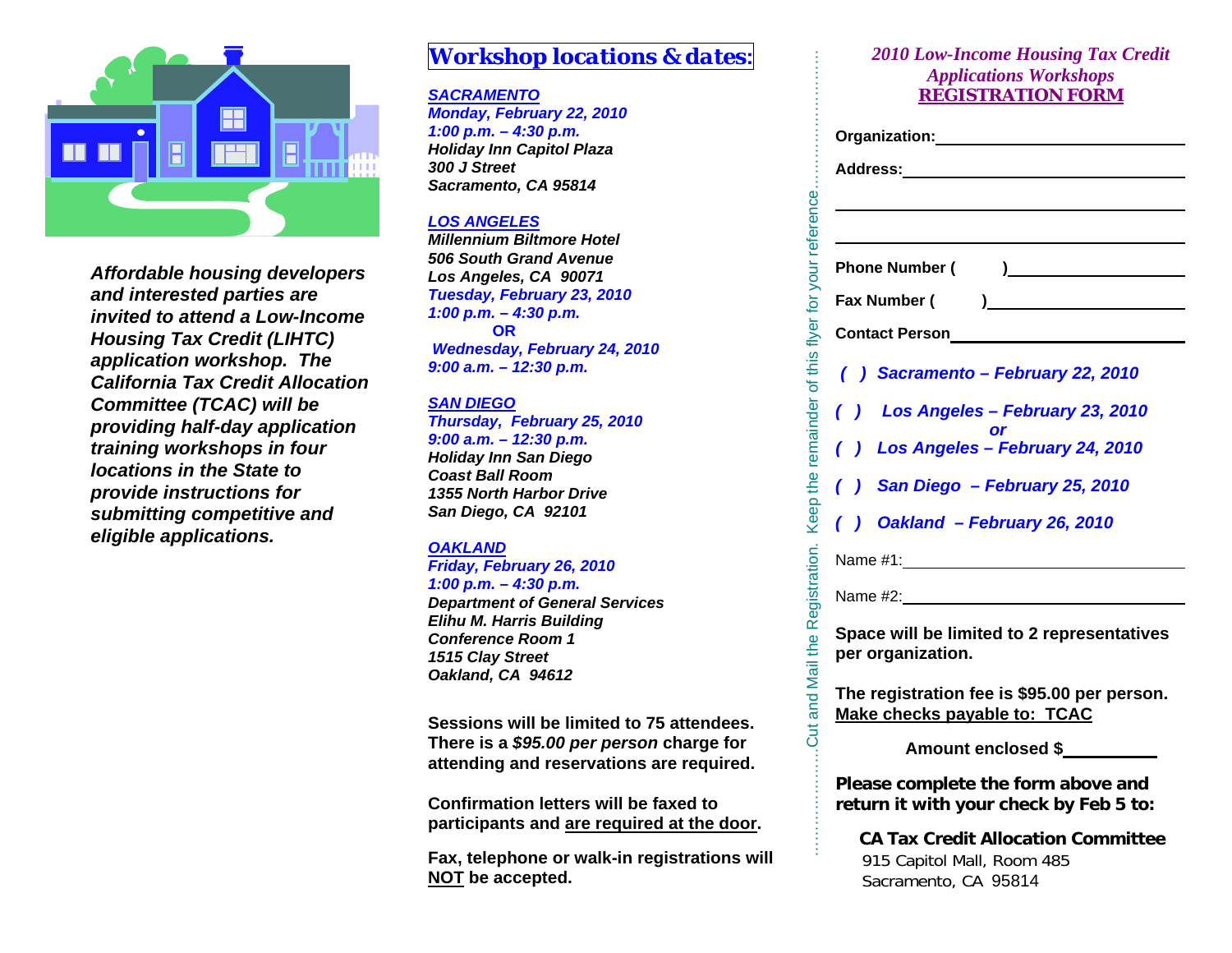*Affordable housing developers and interested parties are invited to attend a Low-Income Housing Tax Credit (LIHTC) application workshop. The California Tax Credit Allocation Committee (TCAC) will be providing half-day application training workshops in four locations in the State to provide instructions for submitting competitive and eligible applications.*

## Workshop locations & dates:

***SACRAMENTO***
*Monday, February 22, 2010*
*1:00 p.m. – 4:30 p.m.*
*Holiday Inn Capitol Plaza*
*300 J Street*
*Sacramento, CA 95814*

***LOS ANGELES***
*Millennium Biltmore Hotel*
*506 South Grand Avenue*
*Los Angeles, CA 90071*
*Tuesday, February 23, 2010*
*1:00 p.m. – 4:30 p.m.*
**OR**
*Wednesday, February 24, 2010*
*9:00 a.m. – 12:30 p.m.*

***SAN DIEGO***
*Thursday, February 25, 2010*
*9:00 a.m. – 12:30 p.m.*
*Holiday Inn San Diego*
*Coast Ball Room*
*1355 North Harbor Drive*
*San Diego, CA 92101*

***OAKLAND***
*Friday, February 26, 2010*
*1:00 p.m. – 4:30 p.m.*
*Department of General Services*
*Elihu M. Harris Building*
*Conference Room 1*
*1515 Clay Street*
*Oakland, CA 94612*

**Sessions will be limited to 75 attendees. There is a *$95.00 per person* charge for attending and reservations are required.**

**Confirmation letters will be faxed to participants and are required at the door.**

**Fax, telephone or walk-in registrations will NOT be accepted.**

Cut and Mail the Registration. Keep the remainder of this flyer for your reference.

*2010 Low-Income Housing Tax Credit Applications Workshops*
**REGISTRATION FORM**

**Organization:** ____________________

**Address:** ____________________

____________________

____________________

**Phone Number (      )** ____________________

**Fax Number (      )** ____________________

**Contact Person** ____________________

*( ) Sacramento – February 22, 2010*

*( ) Los Angeles – February 23, 2010*
*or*
*( ) Los Angeles – February 24, 2010*

*( ) San Diego – February 25, 2010*

*( ) Oakland – February 26, 2010*

Name #1: ____________________

Name #2: ____________________

**Space will be limited to 2 representatives per organization.**

**The registration fee is $95.00 per person. Make checks payable to: TCAC**

**Amount enclosed $** __________

**Please complete the form above and return it with your check by Feb 5 to:**

**CA Tax Credit Allocation Committee**
915 Capitol Mall, Room 485
Sacramento, CA 95814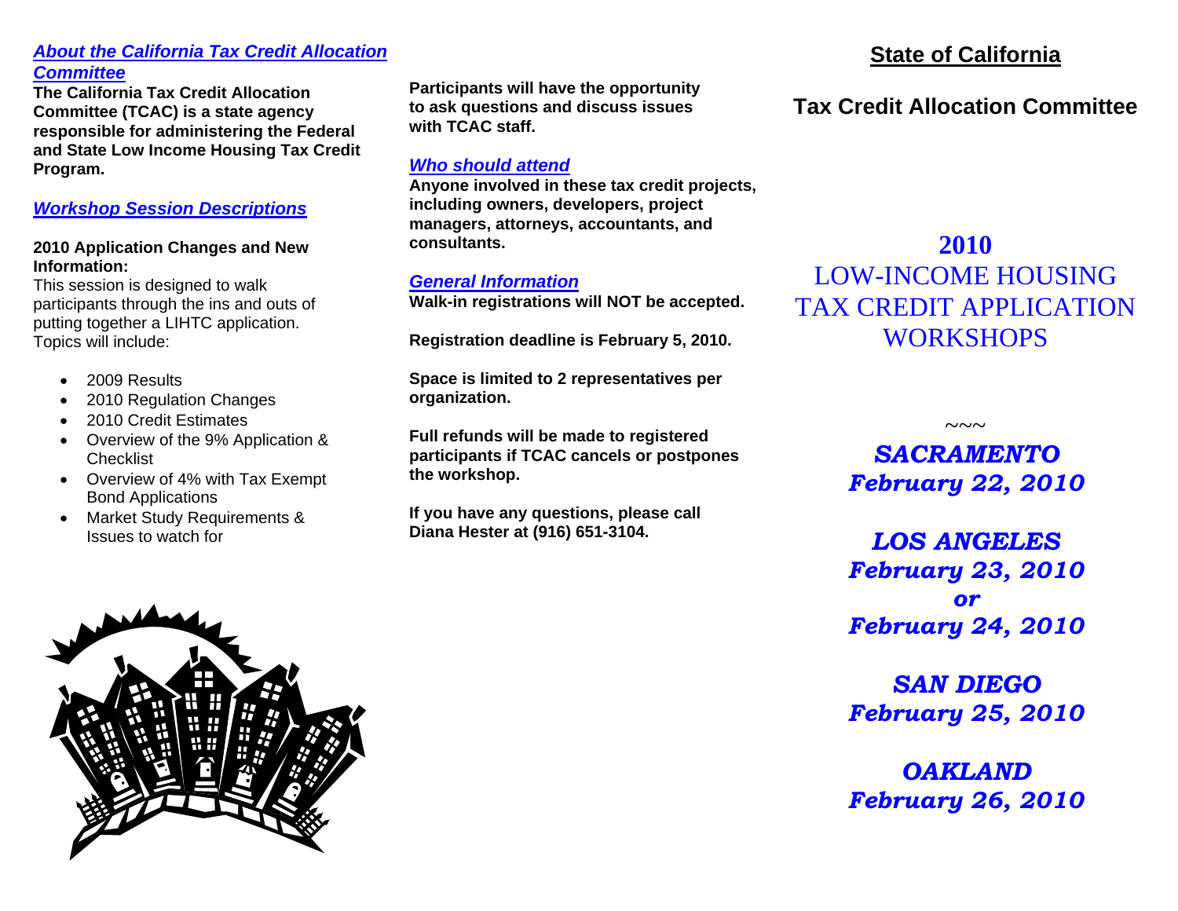## About the California Tax Credit Allocation Committee

**The California Tax Credit Allocation Committee (TCAC) is a state agency responsible for administering the Federal and State Low Income Housing Tax Credit Program.**

## Workshop Session Descriptions

**2010 Application Changes and New Information:**

This session is designed to walk participants through the ins and outs of putting together a LIHTC application. Topics will include:

- 2009 Results
- 2010 Regulation Changes
- 2010 Credit Estimates
- Overview of the 9% Application & Checklist
- Overview of 4% with Tax Exempt Bond Applications
- Market Study Requirements & Issues to watch for

**Participants will have the opportunity to ask questions and discuss issues with TCAC staff.**

## Who should attend

**Anyone involved in these tax credit projects, including owners, developers, project managers, attorneys, accountants, and consultants.**

## General Information

**Walk-in registrations will NOT be accepted.**

**Registration deadline is February 5, 2010.**

**Space is limited to 2 representatives per organization.**

**Full refunds will be made to registered participants if TCAC cancels or postpones the workshop.**

**If you have any questions, please call Diana Hester at (916) 651-3104.**

# State of California

## Tax Credit Allocation Committee

# 2010
# LOW-INCOME HOUSING TAX CREDIT APPLICATION WORKSHOPS

~~~

***SACRAMENTO***
***February 22, 2010***

***LOS ANGELES***
***February 23, 2010***
***or***
***February 24, 2010***

***SAN DIEGO***
***February 25, 2010***

***OAKLAND***
***February 26, 2010***